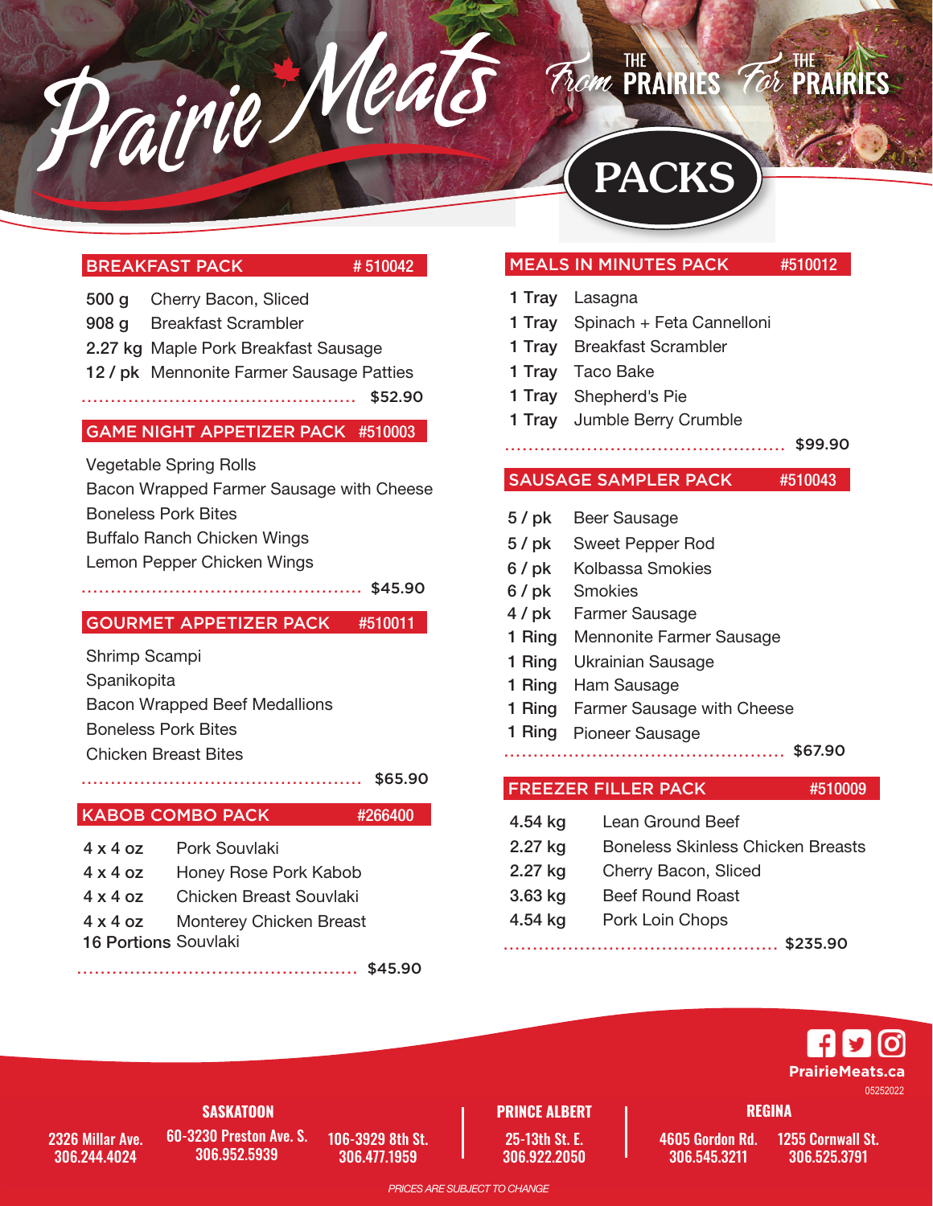# Prairie Meats

From THE PRAIRIES For THE PRAIRIES

## PACKS

### BREAKFAST PACK # 510042

| | |
|---|---|
| 500 g | Cherry Bacon, Sliced |
| 908 g | Breakfast Scrambler |
| 2.27 kg | Maple Pork Breakfast Sausage |
| 12 / pk | Mennonite Farmer Sausage Patties |

$52.90

### GAME NIGHT APPETIZER PACK #510003

Vegetable Spring Rolls
Bacon Wrapped Farmer Sausage with Cheese
Boneless Pork Bites
Buffalo Ranch Chicken Wings
Lemon Pepper Chicken Wings

$45.90

### GOURMET APPETIZER PACK #510011

Shrimp Scampi
Spanikopita
Bacon Wrapped Beef Medallions
Boneless Pork Bites
Chicken Breast Bites

$65.90

### KABOB COMBO PACK #266400

| | |
|---|---|
| 4 x 4 oz | Pork Souvlaki |
| 4 x 4 oz | Honey Rose Pork Kabob |
| 4 x 4 oz | Chicken Breast Souvlaki |
| 4 x 4 oz | Monterey Chicken Breast |
| 16 Portions | Souvlaki |

$45.90

### MEALS IN MINUTES PACK #510012

| | |
|---|---|
| 1 Tray | Lasagna |
| 1 Tray | Spinach + Feta Cannelloni |
| 1 Tray | Breakfast Scrambler |
| 1 Tray | Taco Bake |
| 1 Tray | Shepherd's Pie |
| 1 Tray | Jumble Berry Crumble |

$99.90

### SAUSAGE SAMPLER PACK #510043

| | |
|---|---|
| 5 / pk | Beer Sausage |
| 5 / pk | Sweet Pepper Rod |
| 6 / pk | Kolbassa Smokies |
| 6 / pk | Smokies |
| 4 / pk | Farmer Sausage |
| 1 Ring | Mennonite Farmer Sausage |
| 1 Ring | Ukrainian Sausage |
| 1 Ring | Ham Sausage |
| 1 Ring | Farmer Sausage with Cheese |
| 1 Ring | Pioneer Sausage |

$67.90

### FREEZER FILLER PACK #510009

| | |
|---|---|
| 4.54 kg | Lean Ground Beef |
| 2.27 kg | Boneless Skinless Chicken Breasts |
| 2.27 kg | Cherry Bacon, Sliced |
| 3.63 kg | Beef Round Roast |
| 4.54 kg | Pork Loin Chops |

$235.90

PrairieMeats.ca

05252022

**SASKATOON**
2326 Millar Ave. 306.244.4024
60-3230 Preston Ave. S. 306.952.5939
106-3929 8th St. 306.477.1959

**PRINCE ALBERT**
25-13th St. E. 306.922.2050

**REGINA**
4605 Gordon Rd. 306.545.3211
1255 Cornwall St. 306.525.3791

*PRICES ARE SUBJECT TO CHANGE*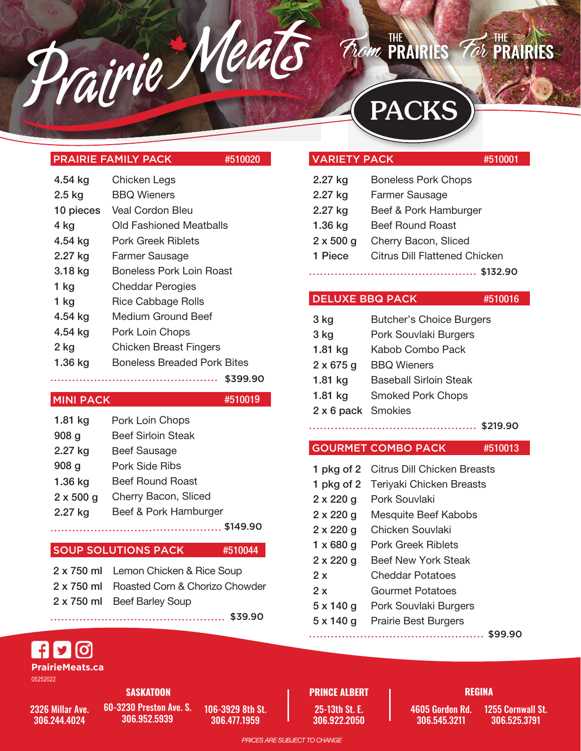# Prairie Meats

From THE PRAIRIES For THE PRAIRIES

## PACKS

### PRAIRIE FAMILY PACK #510020

| | |
|---|---|
| 4.54 kg | Chicken Legs |
| 2.5 kg | BBQ Wieners |
| 10 pieces | Veal Cordon Bleu |
| 4 kg | Old Fashioned Meatballs |
| 4.54 kg | Pork Greek Riblets |
| 2.27 kg | Farmer Sausage |
| 3.18 kg | Boneless Pork Loin Roast |
| 1 kg | Cheddar Perogies |
| 1 kg | Rice Cabbage Rolls |
| 4.54 kg | Medium Ground Beef |
| 4.54 kg | Pork Loin Chops |
| 2 kg | Chicken Breast Fingers |
| 1.36 kg | Boneless Breaded Pork Bites |

............................................. $399.90

### MINI PACK #510019

| | |
|---|---|
| 1.81 kg | Pork Loin Chops |
| 908 g | Beef Sirloin Steak |
| 2.27 kg | Beef Sausage |
| 908 g | Pork Side Ribs |
| 1.36 kg | Beef Round Roast |
| 2 x 500 g | Cherry Bacon, Sliced |
| 2.27 kg | Beef & Pork Hamburger |

............................................. $149.90

### SOUP SOLUTIONS PACK #510044

| | |
|---|---|
| 2 x 750 ml | Lemon Chicken & Rice Soup |
| 2 x 750 ml | Roasted Corn & Chorizo Chowder |
| 2 x 750 ml | Beef Barley Soup |

............................................. $39.90

### VARIETY PACK #510001

| | |
|---|---|
| 2.27 kg | Boneless Pork Chops |
| 2.27 kg | Farmer Sausage |
| 2.27 kg | Beef & Pork Hamburger |
| 1.36 kg | Beef Round Roast |
| 2 x 500 g | Cherry Bacon, Sliced |
| 1 Piece | Citrus Dill Flattened Chicken |

............................................. $132.90

### DELUXE BBQ PACK #510016

| | |
|---|---|
| 3 kg | Butcher's Choice Burgers |
| 3 kg | Pork Souvlaki Burgers |
| 1.81 kg | Kabob Combo Pack |
| 2 x 675 g | BBQ Wieners |
| 1.81 kg | Baseball Sirloin Steak |
| 1.81 kg | Smoked Pork Chops |
| 2 x 6 pack | Smokies |

............................................. $219.90

### GOURMET COMBO PACK #510013

| | |
|---|---|
| 1 pkg of 2 | Citrus Dill Chicken Breasts |
| 1 pkg of 2 | Teriyaki Chicken Breasts |
| 2 x 220 g | Pork Souvlaki |
| 2 x 220 g | Mesquite Beef Kabobs |
| 2 x 220 g | Chicken Souvlaki |
| 1 x 680 g | Pork Greek Riblets |
| 2 x 220 g | Beef New York Steak |
| 2 x | Cheddar Potatoes |
| 2 x | Gourmet Potatoes |
| 5 x 140 g | Pork Souvlaki Burgers |
| 5 x 140 g | Prairie Best Burgers |

............................................. $99.90

PrairieMeats.ca

05252022

**SASKATOON**

2326 Millar Ave.
306.244.4024

60-3230 Preston Ave. S.
306.952.5939

106-3929 8th St.
306.477.1959

**PRINCE ALBERT**

25-13th St. E.
306.922.2050

**REGINA**

4605 Gordon Rd.
306.545.3211

1255 Cornwall St.
306.525.3791

*PRICES ARE SUBJECT TO CHANGE*